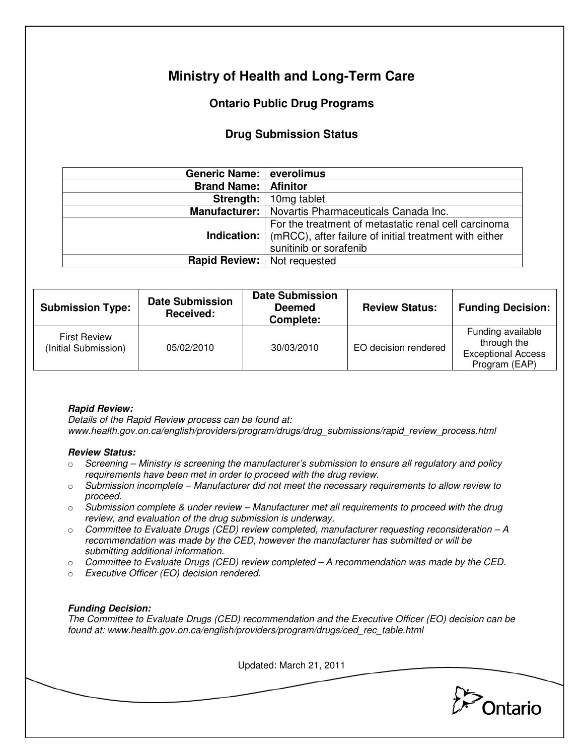# Ministry of Health and Long-Term Care

## Ontario Public Drug Programs

### Drug Submission Status

| | |
|---|---|
| **Generic Name:** | **everolimus** |
| **Brand Name:** | **Afinitor** |
| **Strength:** | 10mg tablet |
| **Manufacturer:** | Novartis Pharmaceuticals Canada Inc. |
| **Indication:** | For the treatment of metastatic renal cell carcinoma (mRCC), after failure of initial treatment with either sunitinib or sorafenib |
| **Rapid Review:** | Not requested |

| Submission Type: | Date Submission Received: | Date Submission Deemed Complete: | Review Status: | Funding Decision: |
|---|---|---|---|---|
| First Review (Initial Submission) | 05/02/2010 | 30/03/2010 | EO decision rendered | Funding available through the Exceptional Access Program (EAP) |

***Rapid Review:***

*Details of the Rapid Review process can be found at: www.health.gov.on.ca/english/providers/program/drugs/drug_submissions/rapid_review_process.html*

***Review Status:***

- *Screening – Ministry is screening the manufacturer's submission to ensure all regulatory and policy requirements have been met in order to proceed with the drug review.*
- *Submission incomplete – Manufacturer did not meet the necessary requirements to allow review to proceed.*
- *Submission complete & under review – Manufacturer met all requirements to proceed with the drug review, and evaluation of the drug submission is underway.*
- *Committee to Evaluate Drugs (CED) review completed, manufacturer requesting reconsideration – A recommendation was made by the CED, however the manufacturer has submitted or will be submitting additional information.*
- *Committee to Evaluate Drugs (CED) review completed – A recommendation was made by the CED.*
- *Executive Officer (EO) decision rendered.*

***Funding Decision:***

*The Committee to Evaluate Drugs (CED) recommendation and the Executive Officer (EO) decision can be found at: www.health.gov.on.ca/english/providers/program/drugs/ced_rec_table.html*

Updated: March 21, 2011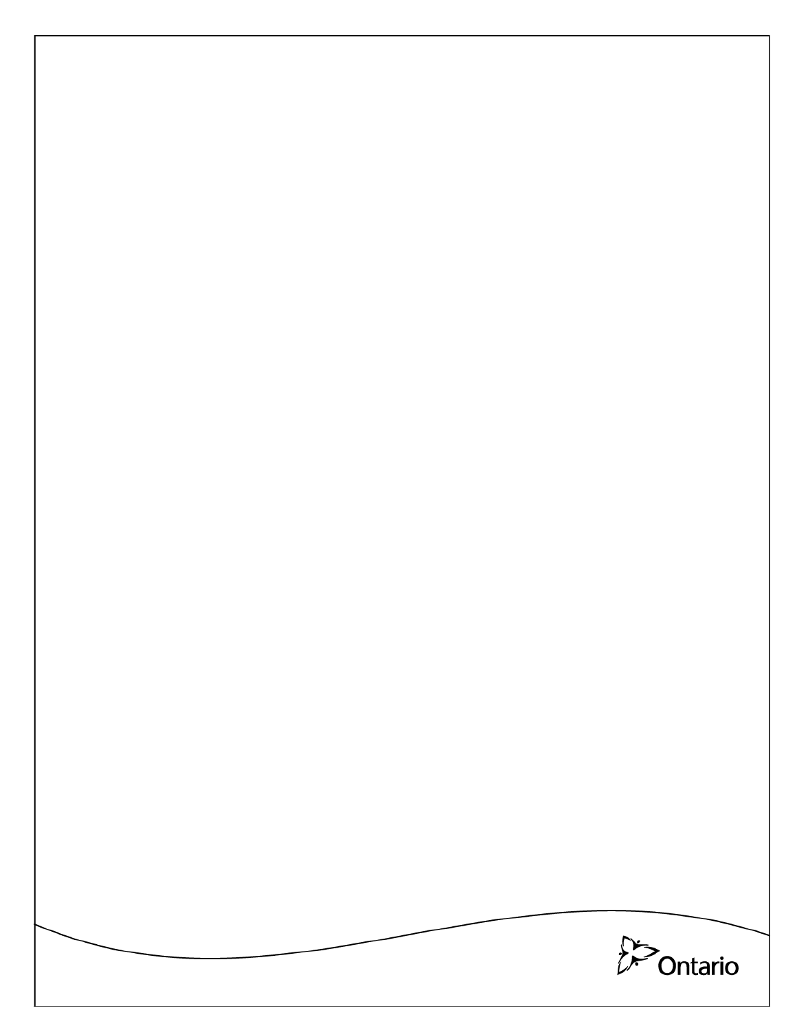Ontario